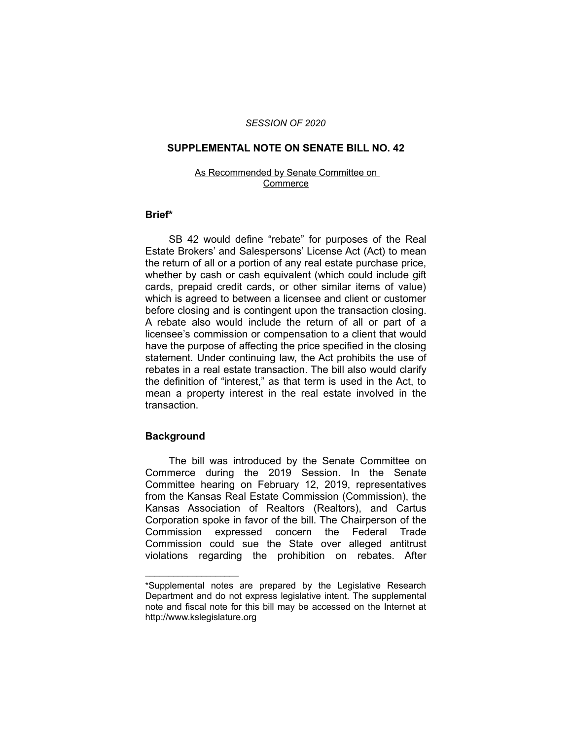*SESSION OF 2020*

## SUPPLEMENTAL NOTE ON SENATE BILL NO. 42

As Recommended by Senate Committee on Commerce

### Brief*

SB 42 would define "rebate" for purposes of the Real Estate Brokers' and Salespersons' License Act (Act) to mean the return of all or a portion of any real estate purchase price, whether by cash or cash equivalent (which could include gift cards, prepaid credit cards, or other similar items of value) which is agreed to between a licensee and client or customer before closing and is contingent upon the transaction closing. A rebate also would include the return of all or part of a licensee's commission or compensation to a client that would have the purpose of affecting the price specified in the closing statement. Under continuing law, the Act prohibits the use of rebates in a real estate transaction. The bill also would clarify the definition of "interest," as that term is used in the Act, to mean a property interest in the real estate involved in the transaction.

### Background

The bill was introduced by the Senate Committee on Commerce during the 2019 Session. In the Senate Committee hearing on February 12, 2019, representatives from the Kansas Real Estate Commission (Commission), the Kansas Association of Realtors (Realtors), and Cartus Corporation spoke in favor of the bill. The Chairperson of the Commission expressed concern the Federal Trade Commission could sue the State over alleged antitrust violations regarding the prohibition on rebates. After

---

*Supplemental notes are prepared by the Legislative Research Department and do not express legislative intent. The supplemental note and fiscal note for this bill may be accessed on the Internet at http://www.kslegislature.org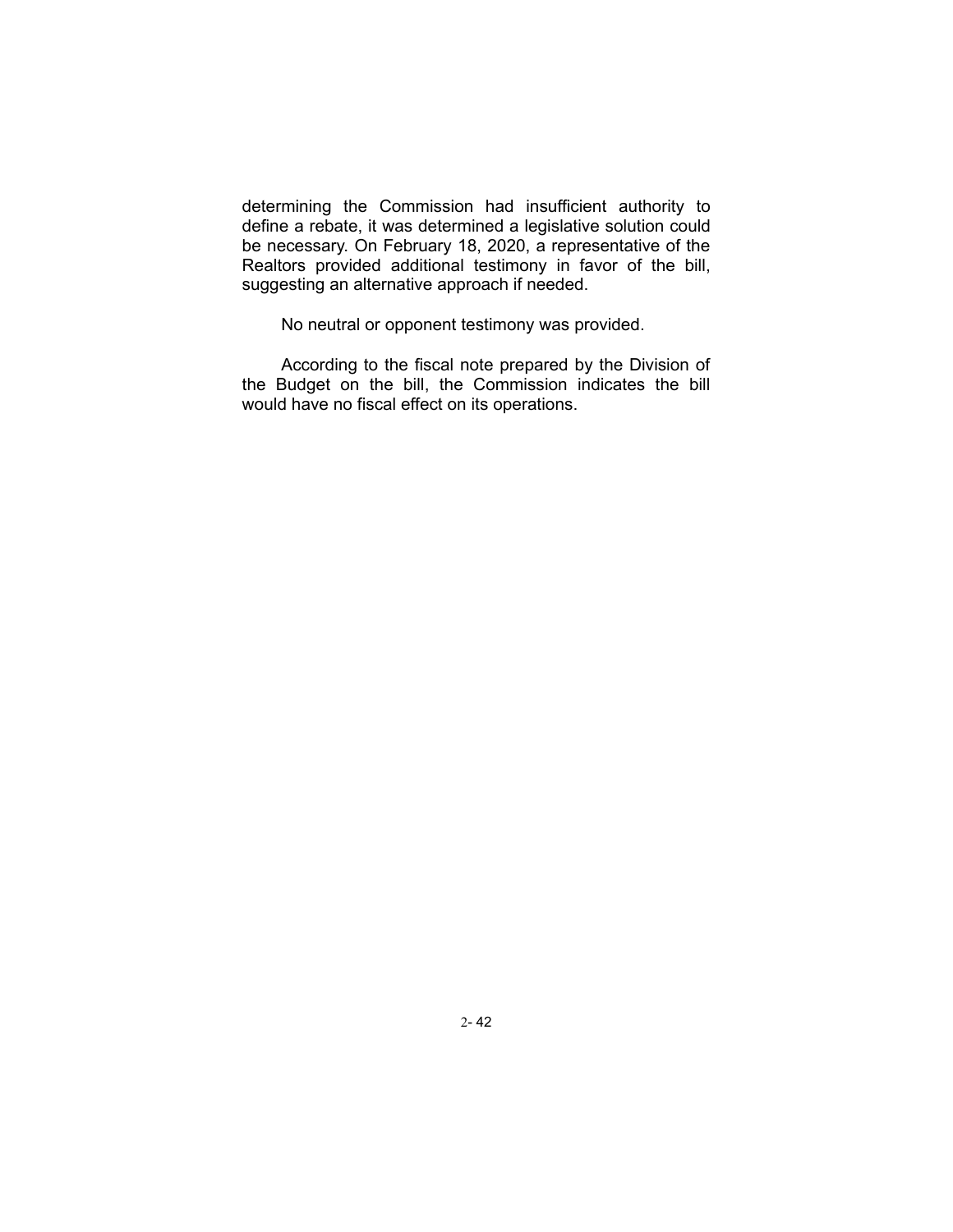determining the Commission had insufficient authority to define a rebate, it was determined a legislative solution could be necessary. On February 18, 2020, a representative of the Realtors provided additional testimony in favor of the bill, suggesting an alternative approach if needed.

No neutral or opponent testimony was provided.

According to the fiscal note prepared by the Division of the Budget on the bill, the Commission indicates the bill would have no fiscal effect on its operations.